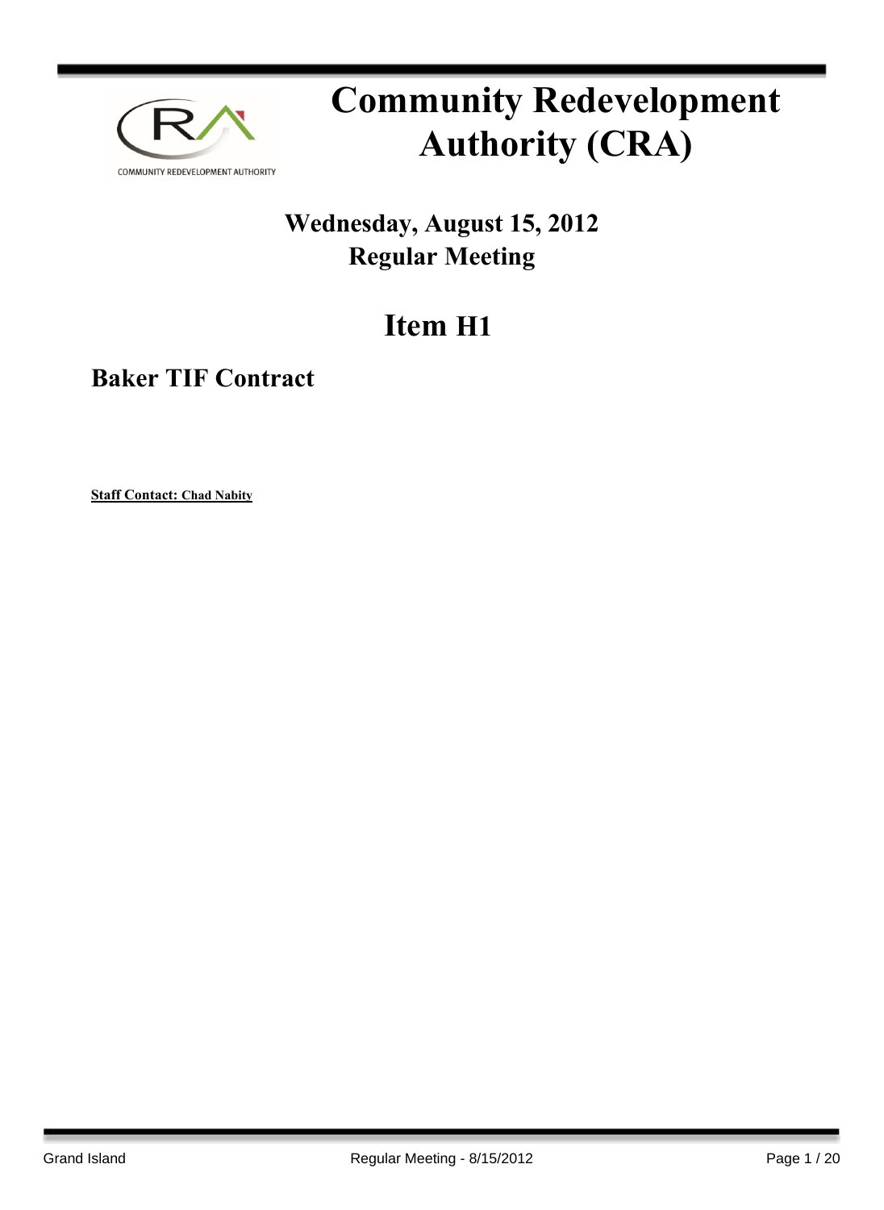# Community Redevelopment Authority (CRA)

## Wednesday, August 15, 2012
## Regular Meeting

# Item H1

## Baker TIF Contract

**Staff Contact: Chad Nabity**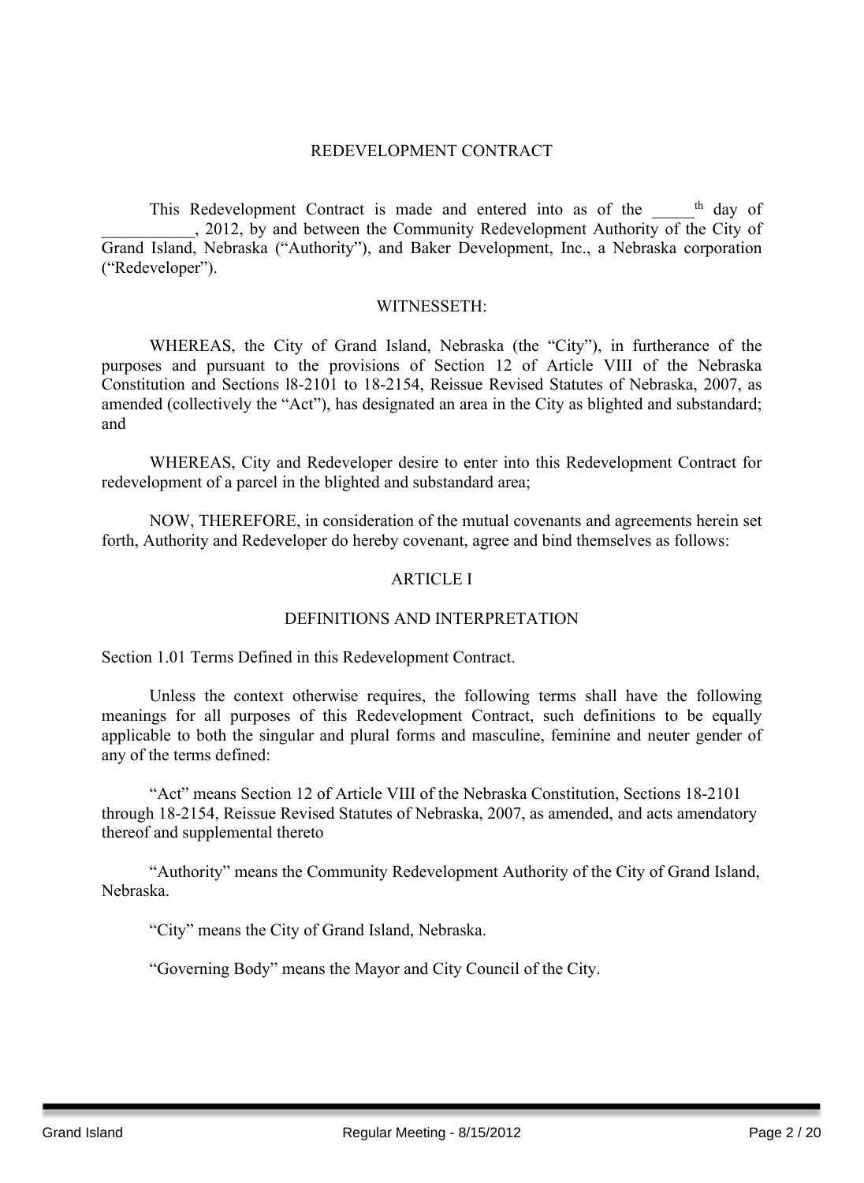# REDEVELOPMENT CONTRACT

This Redevelopment Contract is made and entered into as of the _____th day of ___________, 2012, by and between the Community Redevelopment Authority of the City of Grand Island, Nebraska ("Authority"), and Baker Development, Inc., a Nebraska corporation ("Redeveloper").

## WITNESSETH:

WHEREAS, the City of Grand Island, Nebraska (the "City"), in furtherance of the purposes and pursuant to the provisions of Section 12 of Article VIII of the Nebraska Constitution and Sections l8-2101 to 18-2154, Reissue Revised Statutes of Nebraska, 2007, as amended (collectively the "Act"), has designated an area in the City as blighted and substandard; and

WHEREAS, City and Redeveloper desire to enter into this Redevelopment Contract for redevelopment of a parcel in the blighted and substandard area;

NOW, THEREFORE, in consideration of the mutual covenants and agreements herein set forth, Authority and Redeveloper do hereby covenant, agree and bind themselves as follows:

## ARTICLE I

## DEFINITIONS AND INTERPRETATION

Section 1.01 Terms Defined in this Redevelopment Contract.

Unless the context otherwise requires, the following terms shall have the following meanings for all purposes of this Redevelopment Contract, such definitions to be equally applicable to both the singular and plural forms and masculine, feminine and neuter gender of any of the terms defined:

"Act" means Section 12 of Article VIII of the Nebraska Constitution, Sections 18-2101 through 18-2154, Reissue Revised Statutes of Nebraska, 2007, as amended, and acts amendatory thereof and supplemental thereto

"Authority" means the Community Redevelopment Authority of the City of Grand Island, Nebraska.

"City" means the City of Grand Island, Nebraska.

"Governing Body" means the Mayor and City Council of the City.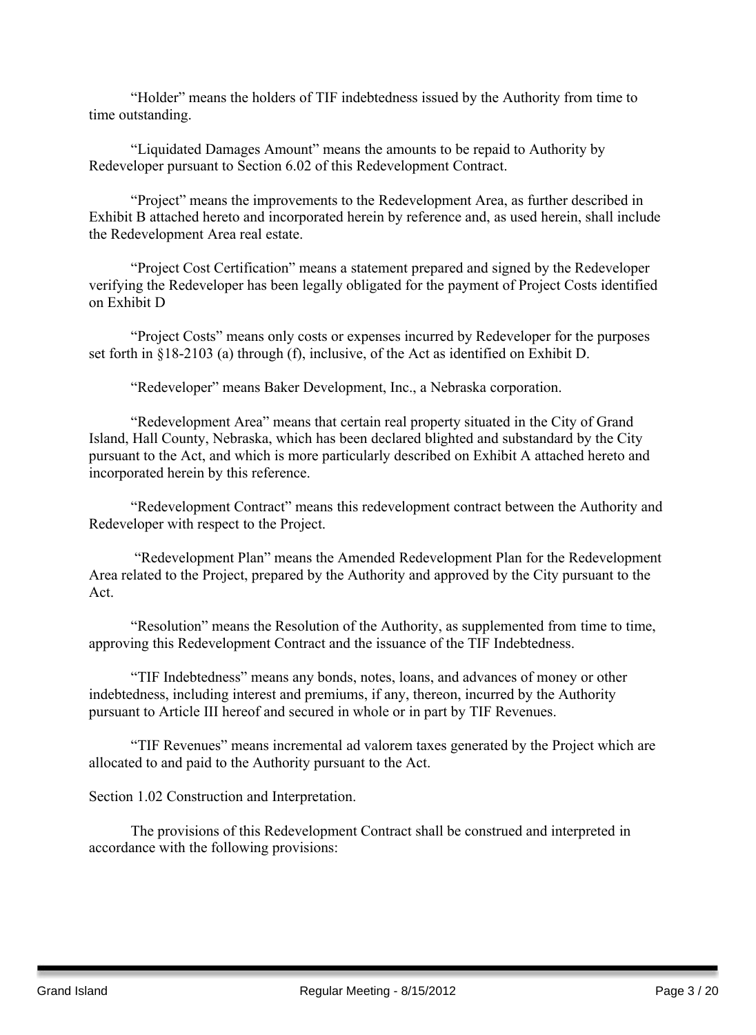"Holder" means the holders of TIF indebtedness issued by the Authority from time to time outstanding.

"Liquidated Damages Amount" means the amounts to be repaid to Authority by Redeveloper pursuant to Section 6.02 of this Redevelopment Contract.

"Project" means the improvements to the Redevelopment Area, as further described in Exhibit B attached hereto and incorporated herein by reference and, as used herein, shall include the Redevelopment Area real estate.

"Project Cost Certification" means a statement prepared and signed by the Redeveloper verifying the Redeveloper has been legally obligated for the payment of Project Costs identified on Exhibit D

"Project Costs" means only costs or expenses incurred by Redeveloper for the purposes set forth in §18-2103 (a) through (f), inclusive, of the Act as identified on Exhibit D.

"Redeveloper" means Baker Development, Inc., a Nebraska corporation.

"Redevelopment Area" means that certain real property situated in the City of Grand Island, Hall County, Nebraska, which has been declared blighted and substandard by the City pursuant to the Act, and which is more particularly described on Exhibit A attached hereto and incorporated herein by this reference.

"Redevelopment Contract" means this redevelopment contract between the Authority and Redeveloper with respect to the Project.

"Redevelopment Plan" means the Amended Redevelopment Plan for the Redevelopment Area related to the Project, prepared by the Authority and approved by the City pursuant to the Act.

"Resolution" means the Resolution of the Authority, as supplemented from time to time, approving this Redevelopment Contract and the issuance of the TIF Indebtedness.

"TIF Indebtedness" means any bonds, notes, loans, and advances of money or other indebtedness, including interest and premiums, if any, thereon, incurred by the Authority pursuant to Article III hereof and secured in whole or in part by TIF Revenues.

"TIF Revenues" means incremental ad valorem taxes generated by the Project which are allocated to and paid to the Authority pursuant to the Act.

Section 1.02 Construction and Interpretation.

The provisions of this Redevelopment Contract shall be construed and interpreted in accordance with the following provisions: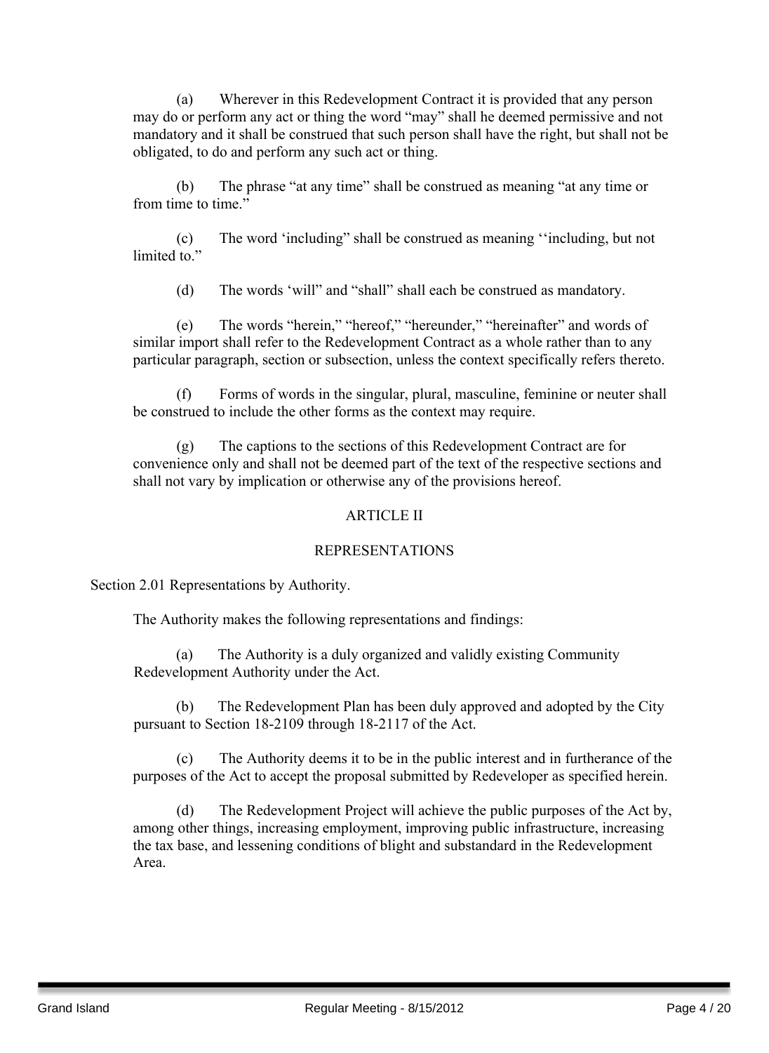(a) Wherever in this Redevelopment Contract it is provided that any person may do or perform any act or thing the word "may" shall he deemed permissive and not mandatory and it shall be construed that such person shall have the right, but shall not be obligated, to do and perform any such act or thing.

(b) The phrase "at any time" shall be construed as meaning "at any time or from time to time."

(c) The word 'including" shall be construed as meaning ''including, but not limited to."

(d) The words 'will" and "shall" shall each be construed as mandatory.

(e) The words "herein," "hereof," "hereunder," "hereinafter" and words of similar import shall refer to the Redevelopment Contract as a whole rather than to any particular paragraph, section or subsection, unless the context specifically refers thereto.

(f) Forms of words in the singular, plural, masculine, feminine or neuter shall be construed to include the other forms as the context may require.

(g) The captions to the sections of this Redevelopment Contract are for convenience only and shall not be deemed part of the text of the respective sections and shall not vary by implication or otherwise any of the provisions hereof.

## ARTICLE II

## REPRESENTATIONS

Section 2.01 Representations by Authority.

The Authority makes the following representations and findings:

(a) The Authority is a duly organized and validly existing Community Redevelopment Authority under the Act.

(b) The Redevelopment Plan has been duly approved and adopted by the City pursuant to Section 18-2109 through 18-2117 of the Act.

(c) The Authority deems it to be in the public interest and in furtherance of the purposes of the Act to accept the proposal submitted by Redeveloper as specified herein.

(d) The Redevelopment Project will achieve the public purposes of the Act by, among other things, increasing employment, improving public infrastructure, increasing the tax base, and lessening conditions of blight and substandard in the Redevelopment Area.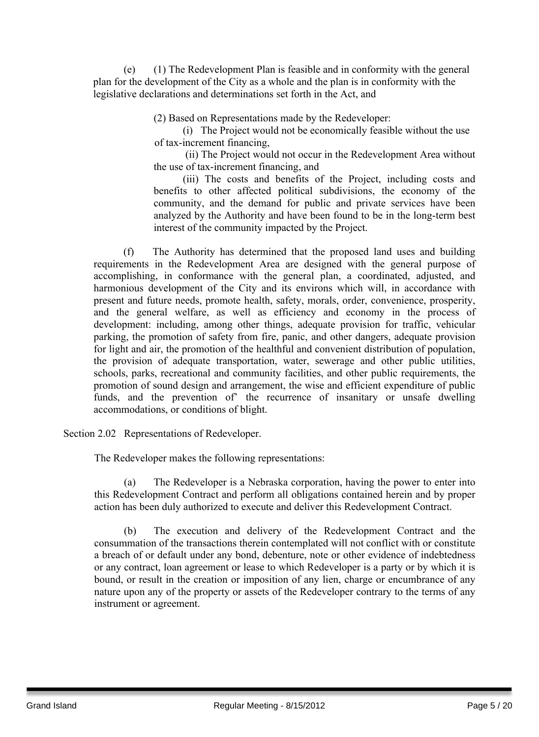(e) (1) The Redevelopment Plan is feasible and in conformity with the general plan for the development of the City as a whole and the plan is in conformity with the legislative declarations and determinations set forth in the Act, and

(2) Based on Representations made by the Redeveloper:

(i) The Project would not be economically feasible without the use of tax-increment financing,

(ii) The Project would not occur in the Redevelopment Area without the use of tax-increment financing, and

(iii) The costs and benefits of the Project, including costs and benefits to other affected political subdivisions, the economy of the community, and the demand for public and private services have been analyzed by the Authority and have been found to be in the long-term best interest of the community impacted by the Project.

(f) The Authority has determined that the proposed land uses and building requirements in the Redevelopment Area are designed with the general purpose of accomplishing, in conformance with the general plan, a coordinated, adjusted, and harmonious development of the City and its environs which will, in accordance with present and future needs, promote health, safety, morals, order, convenience, prosperity, and the general welfare, as well as efficiency and economy in the process of development: including, among other things, adequate provision for traffic, vehicular parking, the promotion of safety from fire, panic, and other dangers, adequate provision for light and air, the promotion of the healthful and convenient distribution of population, the provision of adequate transportation, water, sewerage and other public utilities, schools, parks, recreational and community facilities, and other public requirements, the promotion of sound design and arrangement, the wise and efficient expenditure of public funds, and the prevention of' the recurrence of insanitary or unsafe dwelling accommodations, or conditions of blight.

Section 2.02 Representations of Redeveloper.

The Redeveloper makes the following representations:

(a) The Redeveloper is a Nebraska corporation, having the power to enter into this Redevelopment Contract and perform all obligations contained herein and by proper action has been duly authorized to execute and deliver this Redevelopment Contract.

(b) The execution and delivery of the Redevelopment Contract and the consummation of the transactions therein contemplated will not conflict with or constitute a breach of or default under any bond, debenture, note or other evidence of indebtedness or any contract, loan agreement or lease to which Redeveloper is a party or by which it is bound, or result in the creation or imposition of any lien, charge or encumbrance of any nature upon any of the property or assets of the Redeveloper contrary to the terms of any instrument or agreement.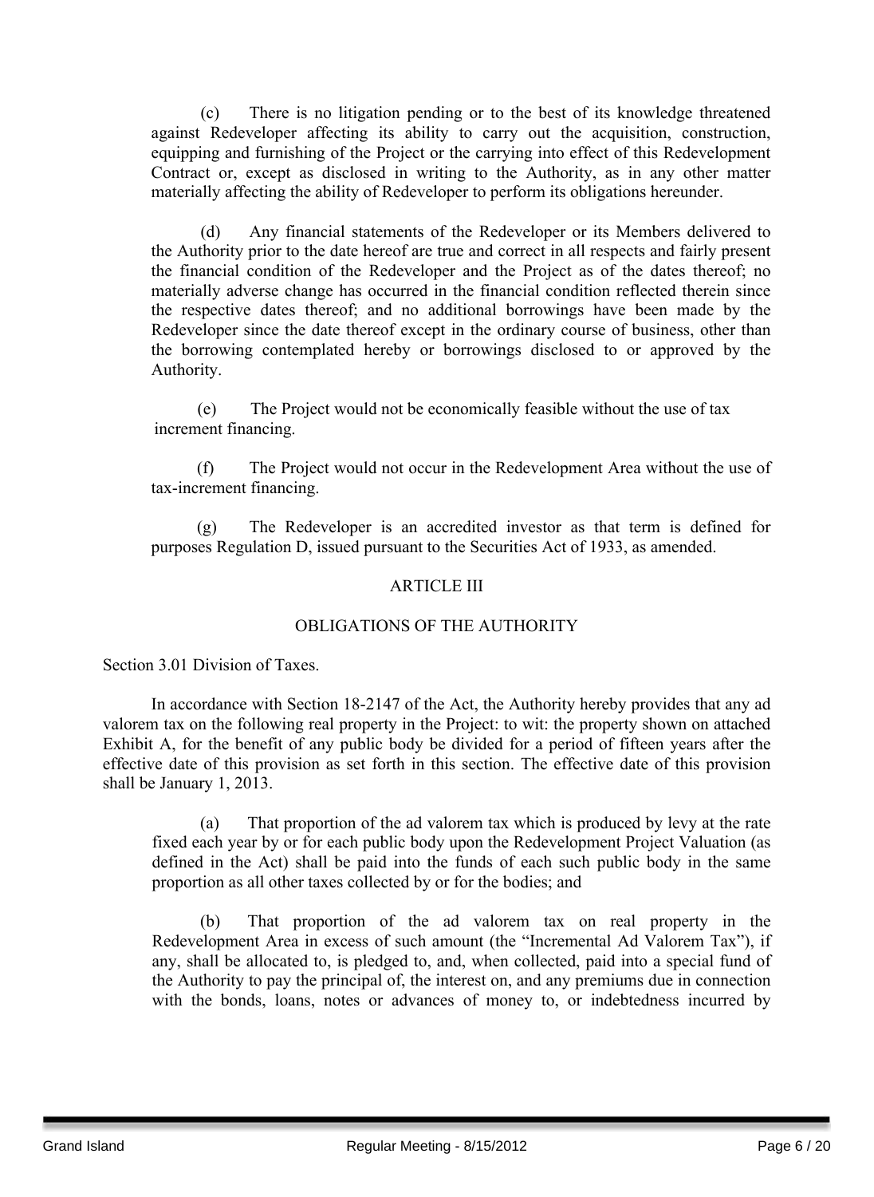(c) There is no litigation pending or to the best of its knowledge threatened against Redeveloper affecting its ability to carry out the acquisition, construction, equipping and furnishing of the Project or the carrying into effect of this Redevelopment Contract or, except as disclosed in writing to the Authority, as in any other matter materially affecting the ability of Redeveloper to perform its obligations hereunder.

(d) Any financial statements of the Redeveloper or its Members delivered to the Authority prior to the date hereof are true and correct in all respects and fairly present the financial condition of the Redeveloper and the Project as of the dates thereof; no materially adverse change has occurred in the financial condition reflected therein since the respective dates thereof; and no additional borrowings have been made by the Redeveloper since the date thereof except in the ordinary course of business, other than the borrowing contemplated hereby or borrowings disclosed to or approved by the Authority.

(e) The Project would not be economically feasible without the use of tax increment financing.

(f) The Project would not occur in the Redevelopment Area without the use of tax-increment financing.

(g) The Redeveloper is an accredited investor as that term is defined for purposes Regulation D, issued pursuant to the Securities Act of 1933, as amended.

## ARTICLE III

## OBLIGATIONS OF THE AUTHORITY

Section 3.01 Division of Taxes.

In accordance with Section 18-2147 of the Act, the Authority hereby provides that any ad valorem tax on the following real property in the Project: to wit: the property shown on attached Exhibit A, for the benefit of any public body be divided for a period of fifteen years after the effective date of this provision as set forth in this section. The effective date of this provision shall be January 1, 2013.

(a) That proportion of the ad valorem tax which is produced by levy at the rate fixed each year by or for each public body upon the Redevelopment Project Valuation (as defined in the Act) shall be paid into the funds of each such public body in the same proportion as all other taxes collected by or for the bodies; and

(b) That proportion of the ad valorem tax on real property in the Redevelopment Area in excess of such amount (the "Incremental Ad Valorem Tax"), if any, shall be allocated to, is pledged to, and, when collected, paid into a special fund of the Authority to pay the principal of, the interest on, and any premiums due in connection with the bonds, loans, notes or advances of money to, or indebtedness incurred by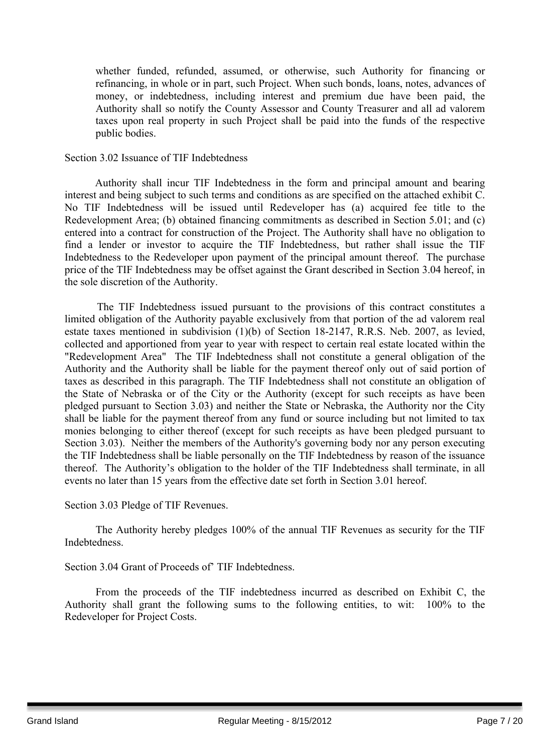whether funded, refunded, assumed, or otherwise, such Authority for financing or refinancing, in whole or in part, such Project. When such bonds, loans, notes, advances of money, or indebtedness, including interest and premium due have been paid, the Authority shall so notify the County Assessor and County Treasurer and all ad valorem taxes upon real property in such Project shall be paid into the funds of the respective public bodies.

Section 3.02 Issuance of TIF Indebtedness

Authority shall incur TIF Indebtedness in the form and principal amount and bearing interest and being subject to such terms and conditions as are specified on the attached exhibit C. No TIF Indebtedness will be issued until Redeveloper has (a) acquired fee title to the Redevelopment Area; (b) obtained financing commitments as described in Section 5.01; and (c) entered into a contract for construction of the Project. The Authority shall have no obligation to find a lender or investor to acquire the TIF Indebtedness, but rather shall issue the TIF Indebtedness to the Redeveloper upon payment of the principal amount thereof. The purchase price of the TIF Indebtedness may be offset against the Grant described in Section 3.04 hereof, in the sole discretion of the Authority.

The TIF Indebtedness issued pursuant to the provisions of this contract constitutes a limited obligation of the Authority payable exclusively from that portion of the ad valorem real estate taxes mentioned in subdivision (1)(b) of Section 18-2147, R.R.S. Neb. 2007, as levied, collected and apportioned from year to year with respect to certain real estate located within the "Redevelopment Area" The TIF Indebtedness shall not constitute a general obligation of the Authority and the Authority shall be liable for the payment thereof only out of said portion of taxes as described in this paragraph. The TIF Indebtedness shall not constitute an obligation of the State of Nebraska or of the City or the Authority (except for such receipts as have been pledged pursuant to Section 3.03) and neither the State or Nebraska, the Authority nor the City shall be liable for the payment thereof from any fund or source including but not limited to tax monies belonging to either thereof (except for such receipts as have been pledged pursuant to Section 3.03). Neither the members of the Authority's governing body nor any person executing the TIF Indebtedness shall be liable personally on the TIF Indebtedness by reason of the issuance thereof. The Authority's obligation to the holder of the TIF Indebtedness shall terminate, in all events no later than 15 years from the effective date set forth in Section 3.01 hereof.

Section 3.03 Pledge of TIF Revenues.

The Authority hereby pledges 100% of the annual TIF Revenues as security for the TIF Indebtedness.

Section 3.04 Grant of Proceeds of' TIF Indebtedness.

From the proceeds of the TIF indebtedness incurred as described on Exhibit C, the Authority shall grant the following sums to the following entities, to wit: 100% to the Redeveloper for Project Costs.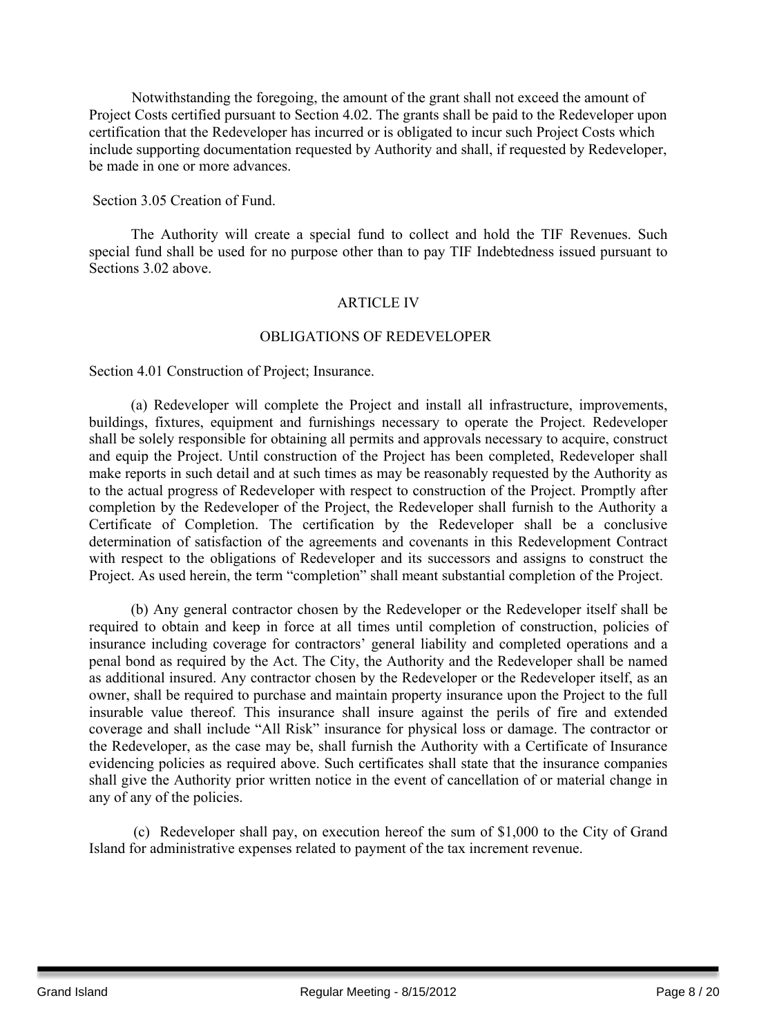Notwithstanding the foregoing, the amount of the grant shall not exceed the amount of Project Costs certified pursuant to Section 4.02. The grants shall be paid to the Redeveloper upon certification that the Redeveloper has incurred or is obligated to incur such Project Costs which include supporting documentation requested by Authority and shall, if requested by Redeveloper, be made in one or more advances.

Section 3.05 Creation of Fund.

The Authority will create a special fund to collect and hold the TIF Revenues. Such special fund shall be used for no purpose other than to pay TIF Indebtedness issued pursuant to Sections 3.02 above.

## ARTICLE IV

## OBLIGATIONS OF REDEVELOPER

Section 4.01 Construction of Project; Insurance.

(a) Redeveloper will complete the Project and install all infrastructure, improvements, buildings, fixtures, equipment and furnishings necessary to operate the Project. Redeveloper shall be solely responsible for obtaining all permits and approvals necessary to acquire, construct and equip the Project. Until construction of the Project has been completed, Redeveloper shall make reports in such detail and at such times as may be reasonably requested by the Authority as to the actual progress of Redeveloper with respect to construction of the Project. Promptly after completion by the Redeveloper of the Project, the Redeveloper shall furnish to the Authority a Certificate of Completion. The certification by the Redeveloper shall be a conclusive determination of satisfaction of the agreements and covenants in this Redevelopment Contract with respect to the obligations of Redeveloper and its successors and assigns to construct the Project. As used herein, the term "completion" shall meant substantial completion of the Project.

(b) Any general contractor chosen by the Redeveloper or the Redeveloper itself shall be required to obtain and keep in force at all times until completion of construction, policies of insurance including coverage for contractors' general liability and completed operations and a penal bond as required by the Act. The City, the Authority and the Redeveloper shall be named as additional insured. Any contractor chosen by the Redeveloper or the Redeveloper itself, as an owner, shall be required to purchase and maintain property insurance upon the Project to the full insurable value thereof. This insurance shall insure against the perils of fire and extended coverage and shall include "All Risk" insurance for physical loss or damage. The contractor or the Redeveloper, as the case may be, shall furnish the Authority with a Certificate of Insurance evidencing policies as required above. Such certificates shall state that the insurance companies shall give the Authority prior written notice in the event of cancellation of or material change in any of any of the policies.

(c) Redeveloper shall pay, on execution hereof the sum of $1,000 to the City of Grand Island for administrative expenses related to payment of the tax increment revenue.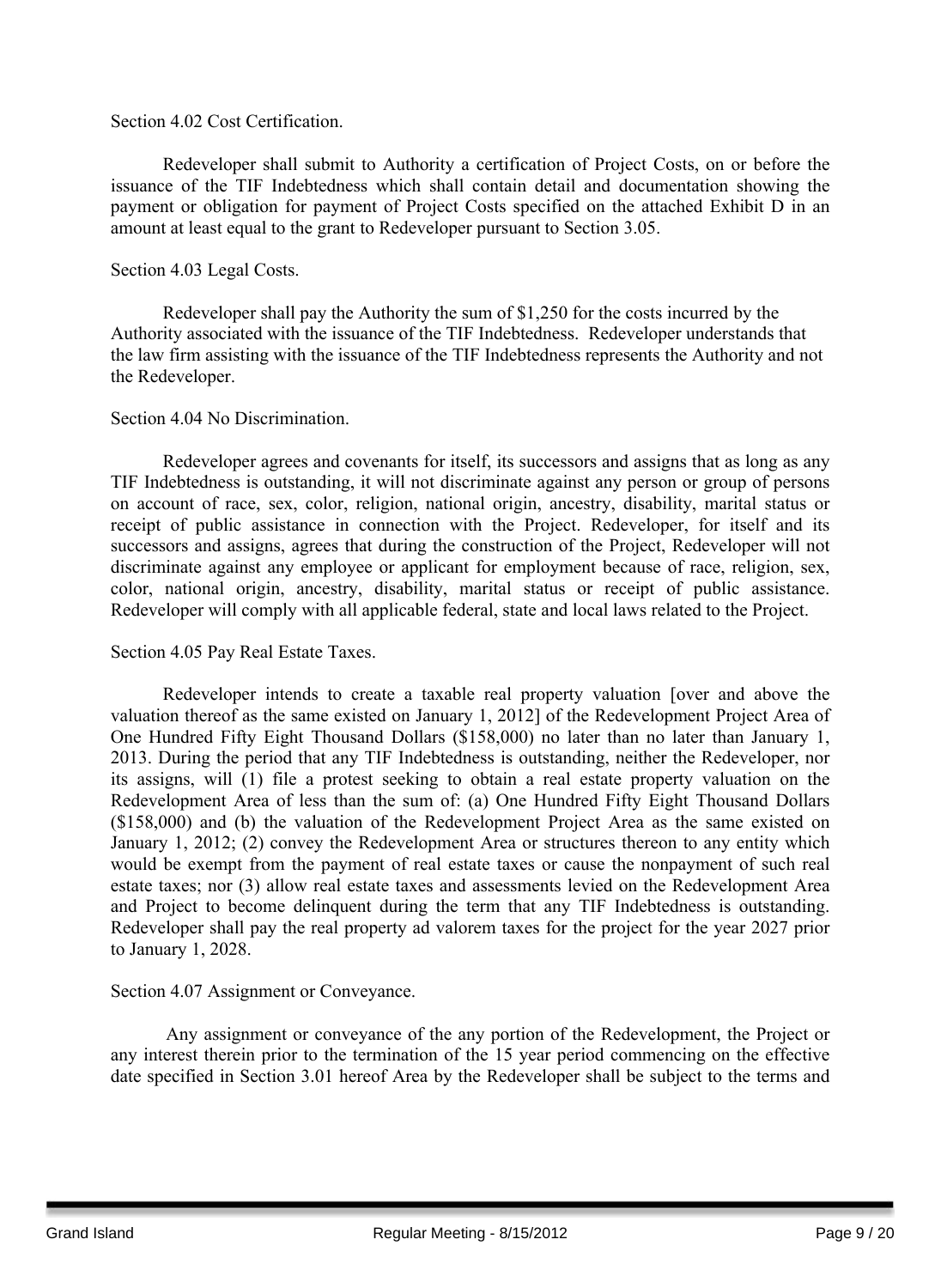Section 4.02 Cost Certification.

Redeveloper shall submit to Authority a certification of Project Costs, on or before the issuance of the TIF Indebtedness which shall contain detail and documentation showing the payment or obligation for payment of Project Costs specified on the attached Exhibit D in an amount at least equal to the grant to Redeveloper pursuant to Section 3.05.

Section 4.03 Legal Costs.

Redeveloper shall pay the Authority the sum of $1,250 for the costs incurred by the Authority associated with the issuance of the TIF Indebtedness. Redeveloper understands that the law firm assisting with the issuance of the TIF Indebtedness represents the Authority and not the Redeveloper.

Section 4.04 No Discrimination.

Redeveloper agrees and covenants for itself, its successors and assigns that as long as any TIF Indebtedness is outstanding, it will not discriminate against any person or group of persons on account of race, sex, color, religion, national origin, ancestry, disability, marital status or receipt of public assistance in connection with the Project. Redeveloper, for itself and its successors and assigns, agrees that during the construction of the Project, Redeveloper will not discriminate against any employee or applicant for employment because of race, religion, sex, color, national origin, ancestry, disability, marital status or receipt of public assistance. Redeveloper will comply with all applicable federal, state and local laws related to the Project.

Section 4.05 Pay Real Estate Taxes.

Redeveloper intends to create a taxable real property valuation [over and above the valuation thereof as the same existed on January 1, 2012] of the Redevelopment Project Area of One Hundred Fifty Eight Thousand Dollars ($158,000) no later than no later than January 1, 2013. During the period that any TIF Indebtedness is outstanding, neither the Redeveloper, nor its assigns, will (1) file a protest seeking to obtain a real estate property valuation on the Redevelopment Area of less than the sum of: (a) One Hundred Fifty Eight Thousand Dollars ($158,000) and (b) the valuation of the Redevelopment Project Area as the same existed on January 1, 2012; (2) convey the Redevelopment Area or structures thereon to any entity which would be exempt from the payment of real estate taxes or cause the nonpayment of such real estate taxes; nor (3) allow real estate taxes and assessments levied on the Redevelopment Area and Project to become delinquent during the term that any TIF Indebtedness is outstanding. Redeveloper shall pay the real property ad valorem taxes for the project for the year 2027 prior to January 1, 2028.

Section 4.07 Assignment or Conveyance.

Any assignment or conveyance of the any portion of the Redevelopment, the Project or any interest therein prior to the termination of the 15 year period commencing on the effective date specified in Section 3.01 hereof Area by the Redeveloper shall be subject to the terms and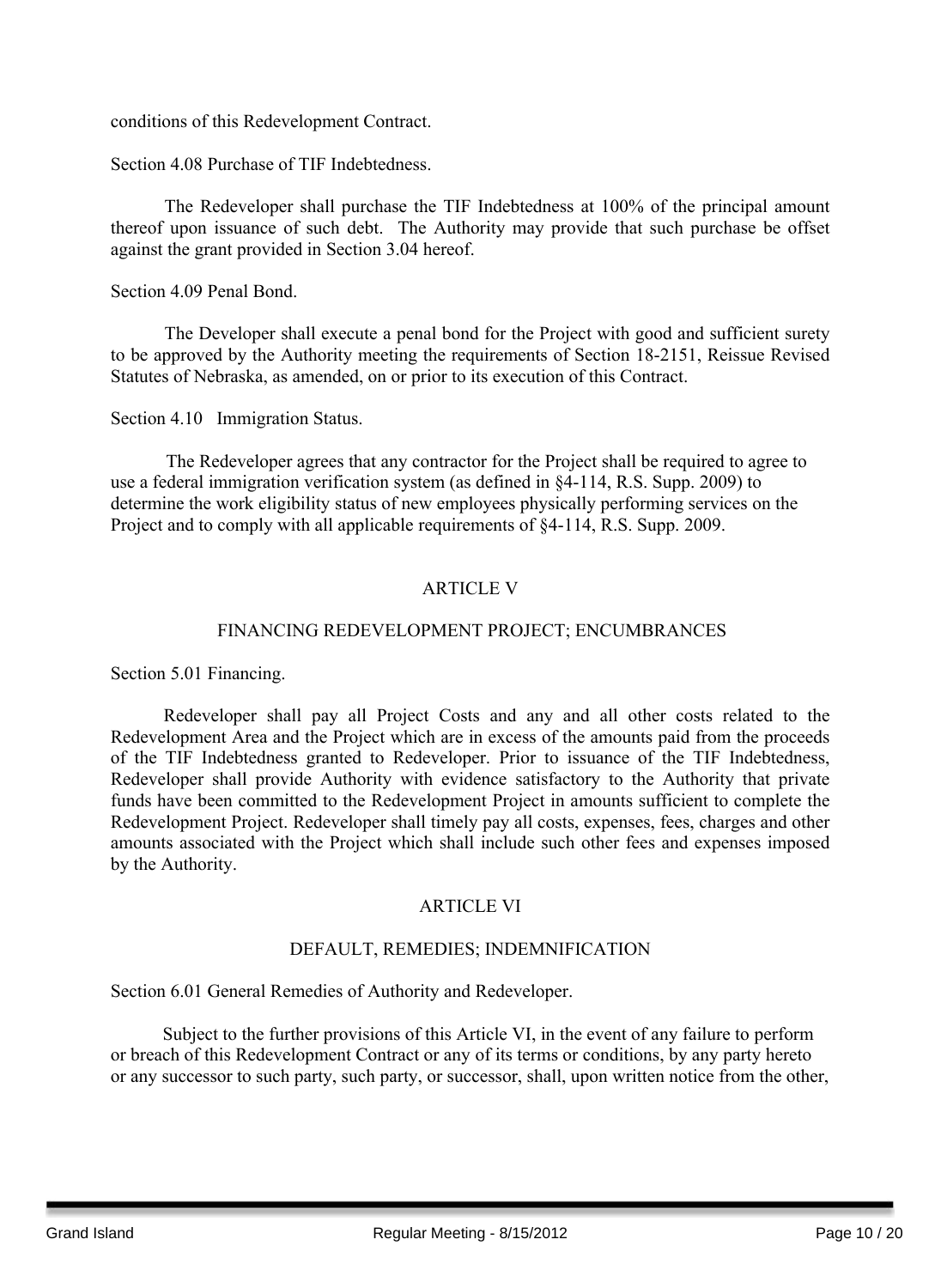conditions of this Redevelopment Contract.

Section 4.08 Purchase of TIF Indebtedness.

The Redeveloper shall purchase the TIF Indebtedness at 100% of the principal amount thereof upon issuance of such debt. The Authority may provide that such purchase be offset against the grant provided in Section 3.04 hereof.

Section 4.09 Penal Bond.

The Developer shall execute a penal bond for the Project with good and sufficient surety to be approved by the Authority meeting the requirements of Section 18-2151, Reissue Revised Statutes of Nebraska, as amended, on or prior to its execution of this Contract.

Section 4.10 Immigration Status.

The Redeveloper agrees that any contractor for the Project shall be required to agree to use a federal immigration verification system (as defined in §4-114, R.S. Supp. 2009) to determine the work eligibility status of new employees physically performing services on the Project and to comply with all applicable requirements of §4-114, R.S. Supp. 2009.

## ARTICLE V

## FINANCING REDEVELOPMENT PROJECT; ENCUMBRANCES

Section 5.01 Financing.

Redeveloper shall pay all Project Costs and any and all other costs related to the Redevelopment Area and the Project which are in excess of the amounts paid from the proceeds of the TIF Indebtedness granted to Redeveloper. Prior to issuance of the TIF Indebtedness, Redeveloper shall provide Authority with evidence satisfactory to the Authority that private funds have been committed to the Redevelopment Project in amounts sufficient to complete the Redevelopment Project. Redeveloper shall timely pay all costs, expenses, fees, charges and other amounts associated with the Project which shall include such other fees and expenses imposed by the Authority.

## ARTICLE VI

## DEFAULT, REMEDIES; INDEMNIFICATION

Section 6.01 General Remedies of Authority and Redeveloper.

Subject to the further provisions of this Article VI, in the event of any failure to perform or breach of this Redevelopment Contract or any of its terms or conditions, by any party hereto or any successor to such party, such party, or successor, shall, upon written notice from the other,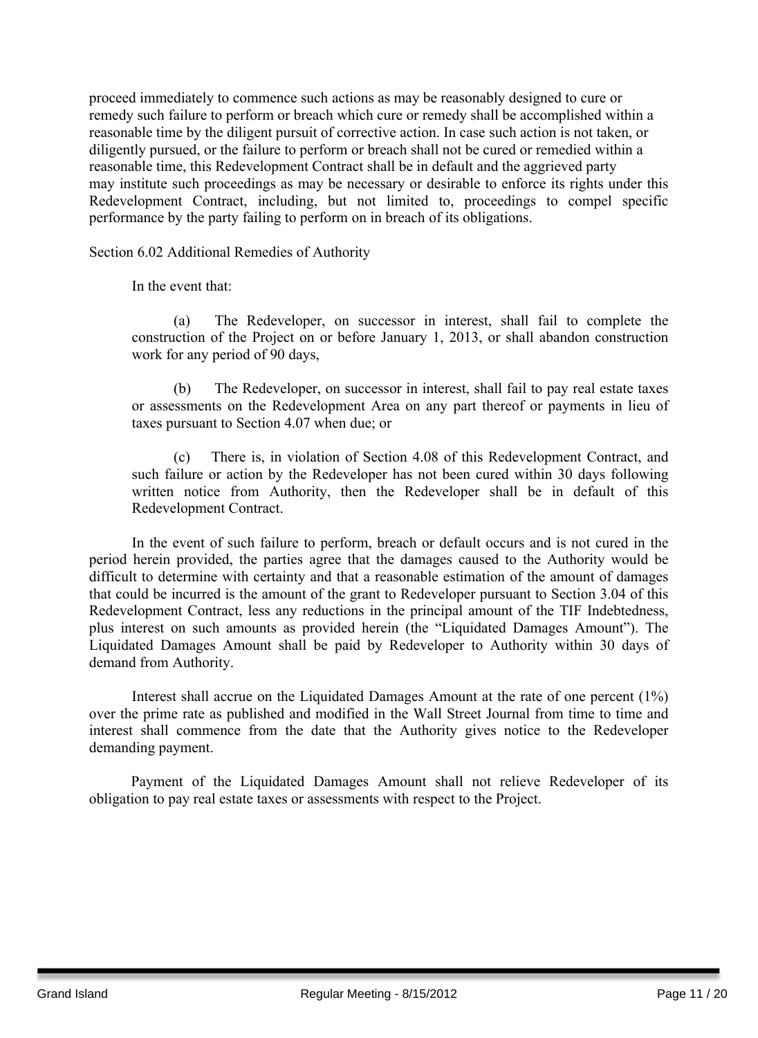proceed immediately to commence such actions as may be reasonably designed to cure or remedy such failure to perform or breach which cure or remedy shall be accomplished within a reasonable time by the diligent pursuit of corrective action. In case such action is not taken, or diligently pursued, or the failure to perform or breach shall not be cured or remedied within a reasonable time, this Redevelopment Contract shall be in default and the aggrieved party may institute such proceedings as may be necessary or desirable to enforce its rights under this Redevelopment Contract, including, but not limited to, proceedings to compel specific performance by the party failing to perform on in breach of its obligations.

Section 6.02 Additional Remedies of Authority

In the event that:

(a) The Redeveloper, on successor in interest, shall fail to complete the construction of the Project on or before January 1, 2013, or shall abandon construction work for any period of 90 days,

(b) The Redeveloper, on successor in interest, shall fail to pay real estate taxes or assessments on the Redevelopment Area on any part thereof or payments in lieu of taxes pursuant to Section 4.07 when due; or

(c) There is, in violation of Section 4.08 of this Redevelopment Contract, and such failure or action by the Redeveloper has not been cured within 30 days following written notice from Authority, then the Redeveloper shall be in default of this Redevelopment Contract.

In the event of such failure to perform, breach or default occurs and is not cured in the period herein provided, the parties agree that the damages caused to the Authority would be difficult to determine with certainty and that a reasonable estimation of the amount of damages that could be incurred is the amount of the grant to Redeveloper pursuant to Section 3.04 of this Redevelopment Contract, less any reductions in the principal amount of the TIF Indebtedness, plus interest on such amounts as provided herein (the "Liquidated Damages Amount"). The Liquidated Damages Amount shall be paid by Redeveloper to Authority within 30 days of demand from Authority.

Interest shall accrue on the Liquidated Damages Amount at the rate of one percent (1%) over the prime rate as published and modified in the Wall Street Journal from time to time and interest shall commence from the date that the Authority gives notice to the Redeveloper demanding payment.

Payment of the Liquidated Damages Amount shall not relieve Redeveloper of its obligation to pay real estate taxes or assessments with respect to the Project.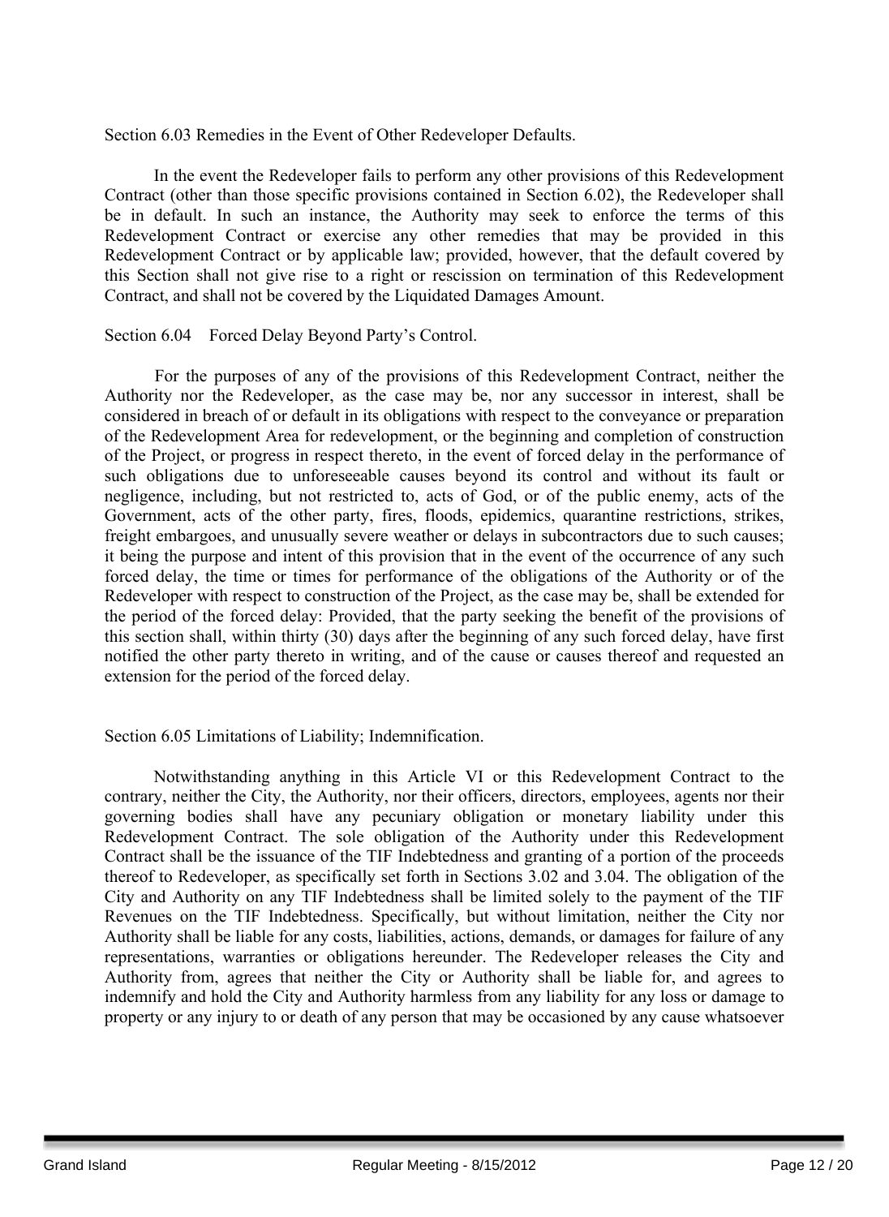Section 6.03 Remedies in the Event of Other Redeveloper Defaults.

In the event the Redeveloper fails to perform any other provisions of this Redevelopment Contract (other than those specific provisions contained in Section 6.02), the Redeveloper shall be in default. In such an instance, the Authority may seek to enforce the terms of this Redevelopment Contract or exercise any other remedies that may be provided in this Redevelopment Contract or by applicable law; provided, however, that the default covered by this Section shall not give rise to a right or rescission on termination of this Redevelopment Contract, and shall not be covered by the Liquidated Damages Amount.

Section 6.04 Forced Delay Beyond Party's Control.

For the purposes of any of the provisions of this Redevelopment Contract, neither the Authority nor the Redeveloper, as the case may be, nor any successor in interest, shall be considered in breach of or default in its obligations with respect to the conveyance or preparation of the Redevelopment Area for redevelopment, or the beginning and completion of construction of the Project, or progress in respect thereto, in the event of forced delay in the performance of such obligations due to unforeseeable causes beyond its control and without its fault or negligence, including, but not restricted to, acts of God, or of the public enemy, acts of the Government, acts of the other party, fires, floods, epidemics, quarantine restrictions, strikes, freight embargoes, and unusually severe weather or delays in subcontractors due to such causes; it being the purpose and intent of this provision that in the event of the occurrence of any such forced delay, the time or times for performance of the obligations of the Authority or of the Redeveloper with respect to construction of the Project, as the case may be, shall be extended for the period of the forced delay: Provided, that the party seeking the benefit of the provisions of this section shall, within thirty (30) days after the beginning of any such forced delay, have first notified the other party thereto in writing, and of the cause or causes thereof and requested an extension for the period of the forced delay.

Section 6.05 Limitations of Liability; Indemnification.

Notwithstanding anything in this Article VI or this Redevelopment Contract to the contrary, neither the City, the Authority, nor their officers, directors, employees, agents nor their governing bodies shall have any pecuniary obligation or monetary liability under this Redevelopment Contract. The sole obligation of the Authority under this Redevelopment Contract shall be the issuance of the TIF Indebtedness and granting of a portion of the proceeds thereof to Redeveloper, as specifically set forth in Sections 3.02 and 3.04. The obligation of the City and Authority on any TIF Indebtedness shall be limited solely to the payment of the TIF Revenues on the TIF Indebtedness. Specifically, but without limitation, neither the City nor Authority shall be liable for any costs, liabilities, actions, demands, or damages for failure of any representations, warranties or obligations hereunder. The Redeveloper releases the City and Authority from, agrees that neither the City or Authority shall be liable for, and agrees to indemnify and hold the City and Authority harmless from any liability for any loss or damage to property or any injury to or death of any person that may be occasioned by any cause whatsoever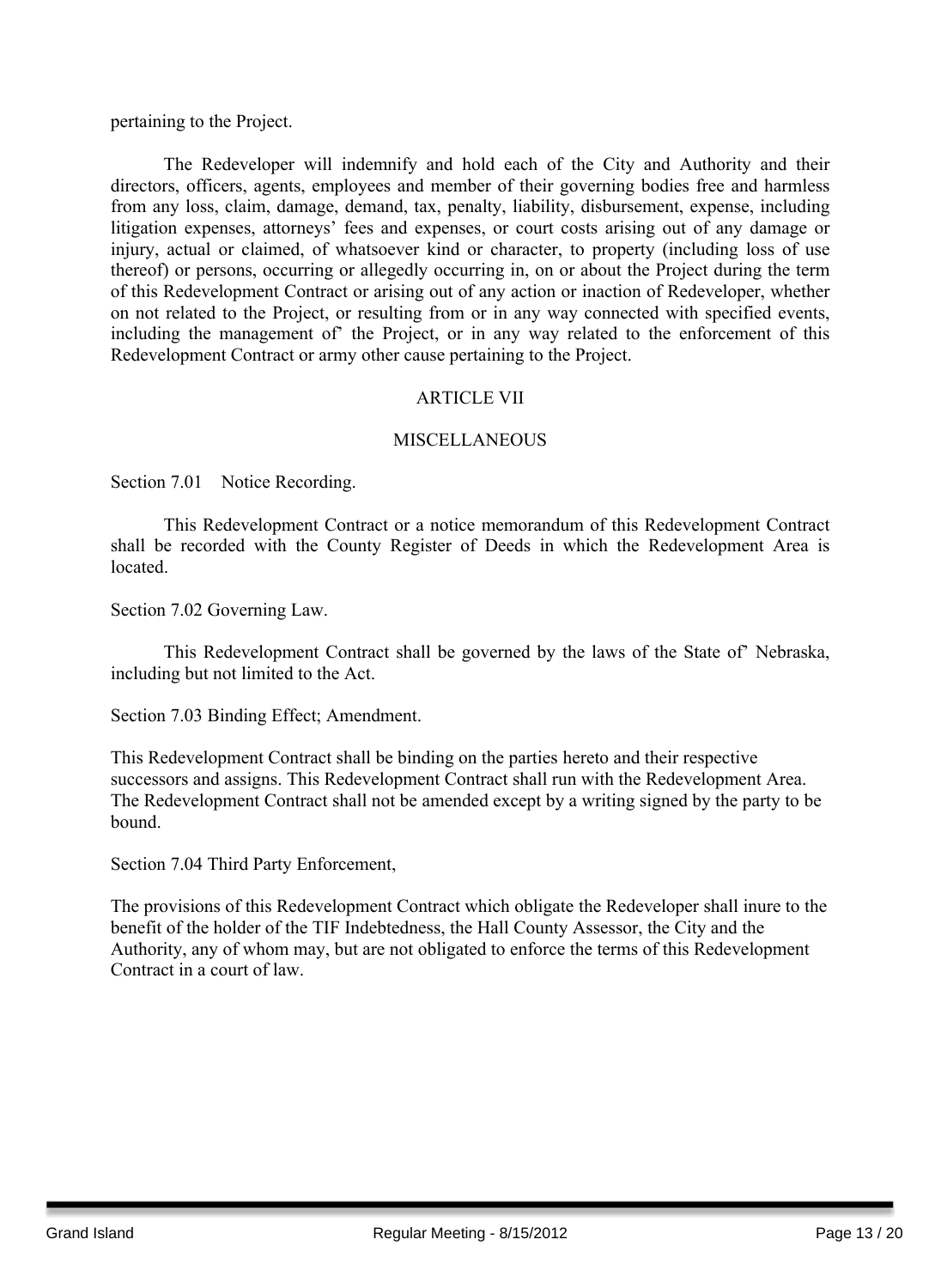pertaining to the Project.

The Redeveloper will indemnify and hold each of the City and Authority and their directors, officers, agents, employees and member of their governing bodies free and harmless from any loss, claim, damage, demand, tax, penalty, liability, disbursement, expense, including litigation expenses, attorneys' fees and expenses, or court costs arising out of any damage or injury, actual or claimed, of whatsoever kind or character, to property (including loss of use thereof) or persons, occurring or allegedly occurring in, on or about the Project during the term of this Redevelopment Contract or arising out of any action or inaction of Redeveloper, whether on not related to the Project, or resulting from or in any way connected with specified events, including the management of' the Project, or in any way related to the enforcement of this Redevelopment Contract or army other cause pertaining to the Project.

## ARTICLE VII

## MISCELLANEOUS

Section 7.01 Notice Recording.

This Redevelopment Contract or a notice memorandum of this Redevelopment Contract shall be recorded with the County Register of Deeds in which the Redevelopment Area is located.

Section 7.02 Governing Law.

This Redevelopment Contract shall be governed by the laws of the State of' Nebraska, including but not limited to the Act.

Section 7.03 Binding Effect; Amendment.

This Redevelopment Contract shall be binding on the parties hereto and their respective successors and assigns. This Redevelopment Contract shall run with the Redevelopment Area. The Redevelopment Contract shall not be amended except by a writing signed by the party to be bound.

Section 7.04 Third Party Enforcement,

The provisions of this Redevelopment Contract which obligate the Redeveloper shall inure to the benefit of the holder of the TIF Indebtedness, the Hall County Assessor, the City and the Authority, any of whom may, but are not obligated to enforce the terms of this Redevelopment Contract in a court of law.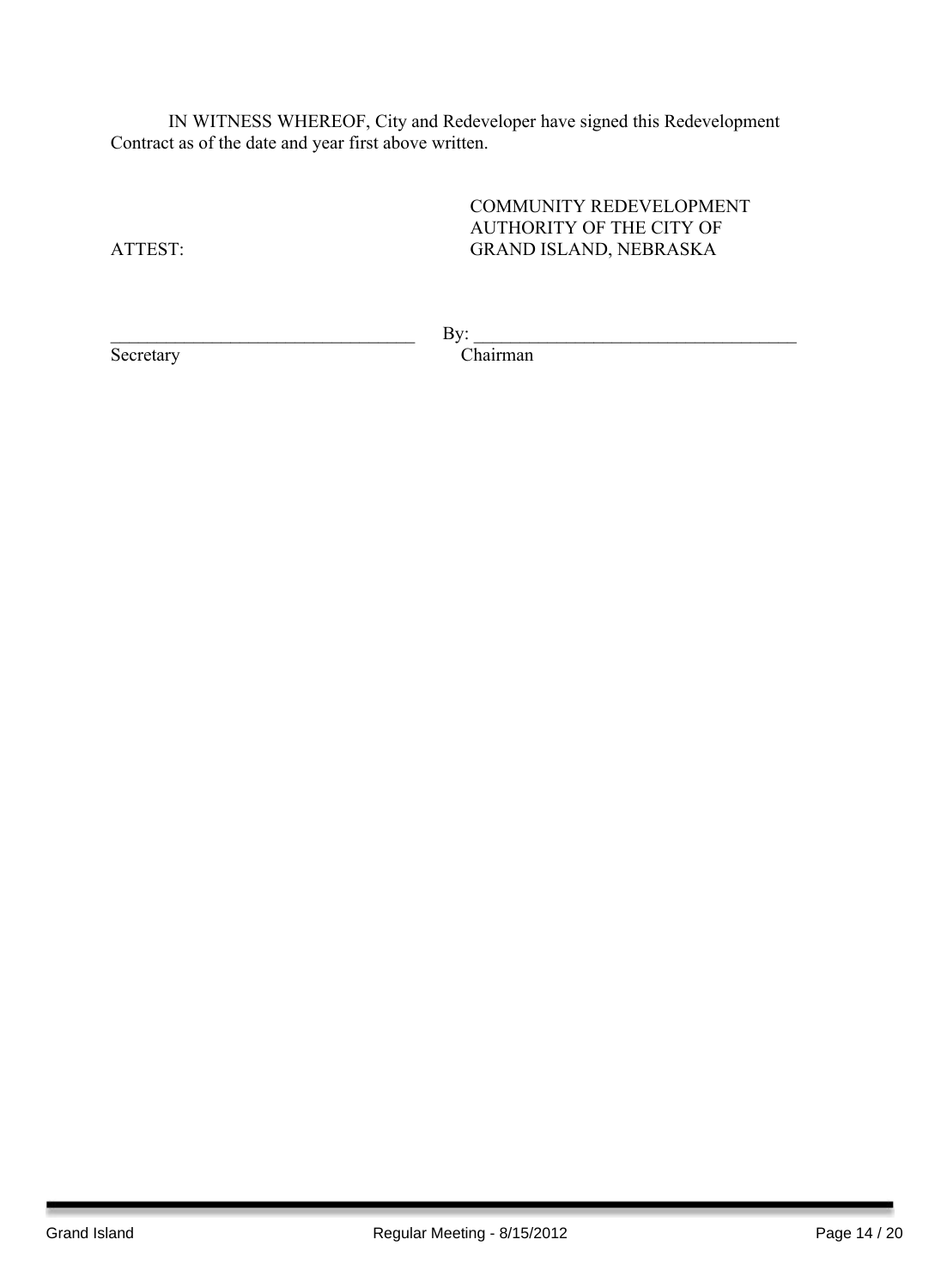IN WITNESS WHEREOF, City and Redeveloper have signed this Redevelopment Contract as of the date and year first above written.

COMMUNITY REDEVELOPMENT AUTHORITY OF THE CITY OF GRAND ISLAND, NEBRASKA

ATTEST:

_________________________________ By: ___________________________________

Secretary Chairman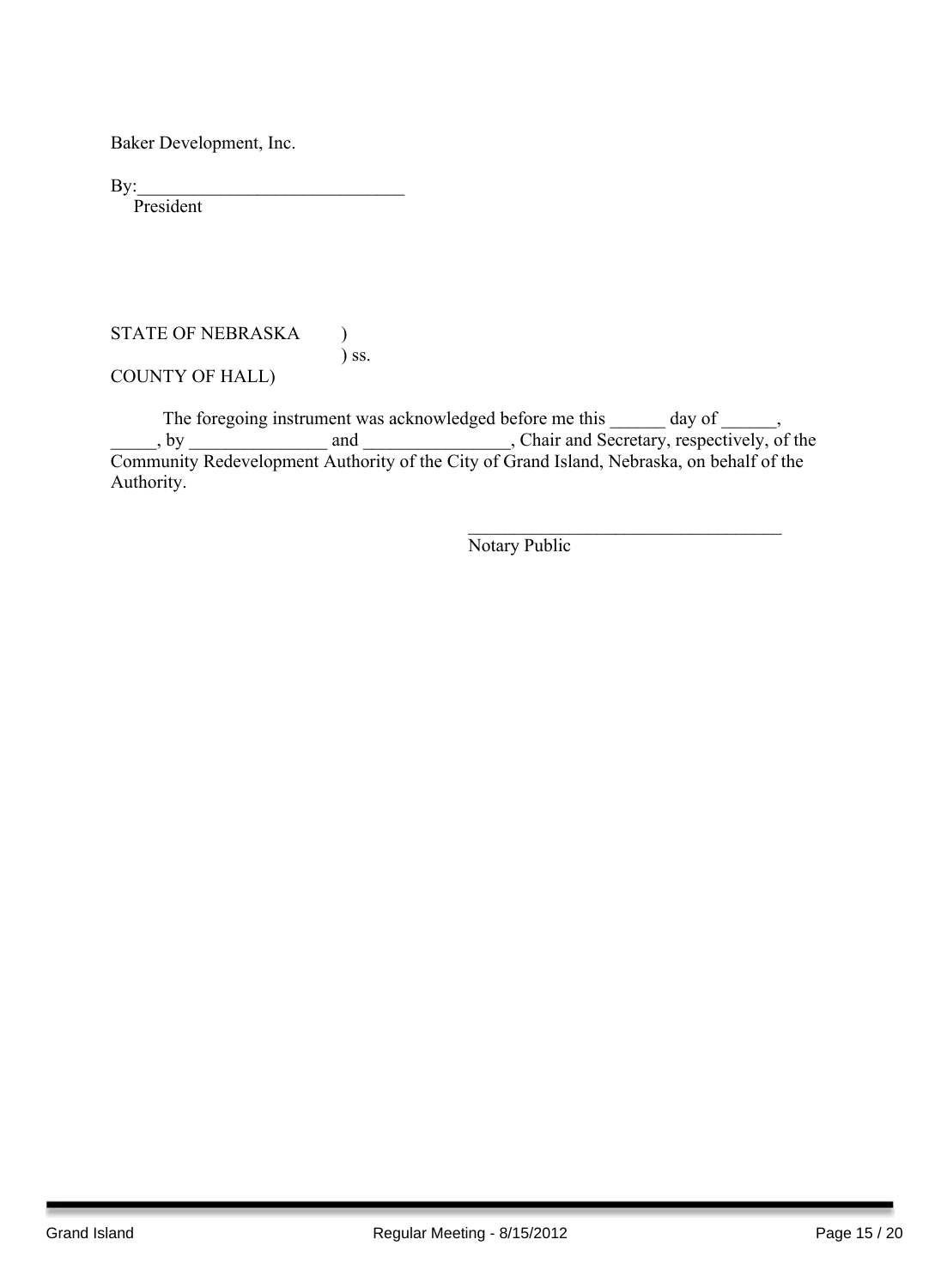Baker Development, Inc.

By:____________________________
President

STATE OF NEBRASKA )
) ss.
COUNTY OF HALL)

The foregoing instrument was acknowledged before me this ______ day of ______, _____, by _______________ and ________________, Chair and Secretary, respectively, of the Community Redevelopment Authority of the City of Grand Island, Nebraska, on behalf of the Authority.

__________________________________
Notary Public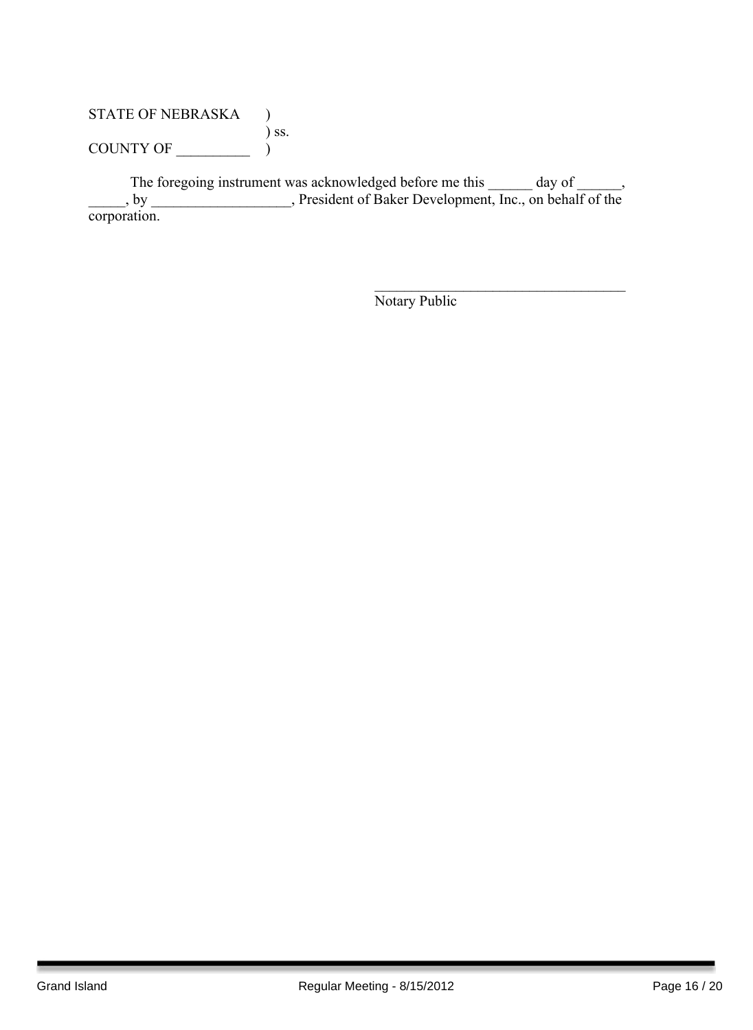STATE OF NEBRASKA )
) ss.
COUNTY OF __________ )

The foregoing instrument was acknowledged before me this ______ day of ______, _____, by ___________________, President of Baker Development, Inc., on behalf of the corporation.

___________________________________
Notary Public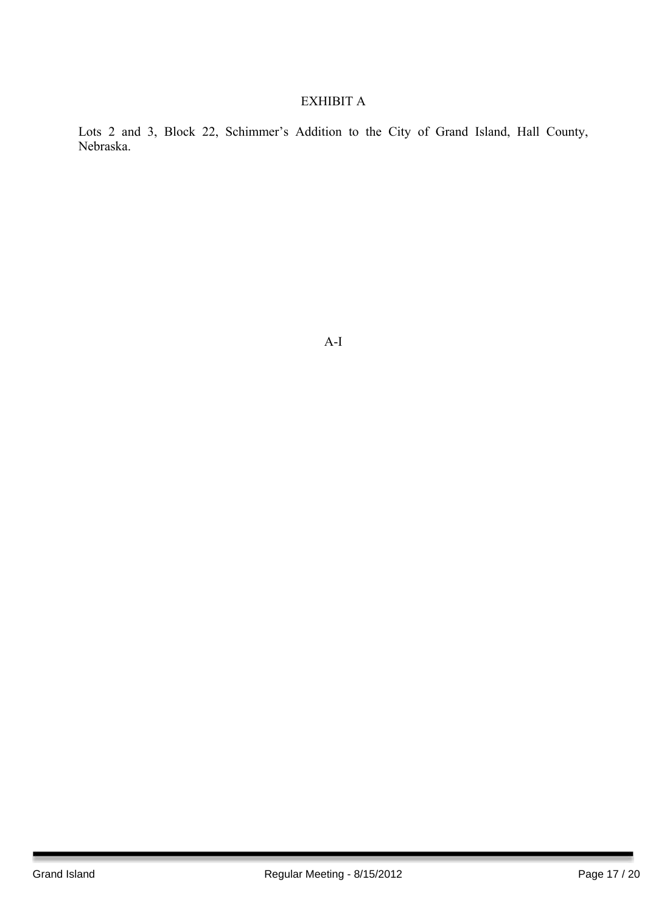# EXHIBIT A

Lots 2 and 3, Block 22, Schimmer's Addition to the City of Grand Island, Hall County, Nebraska.

A-I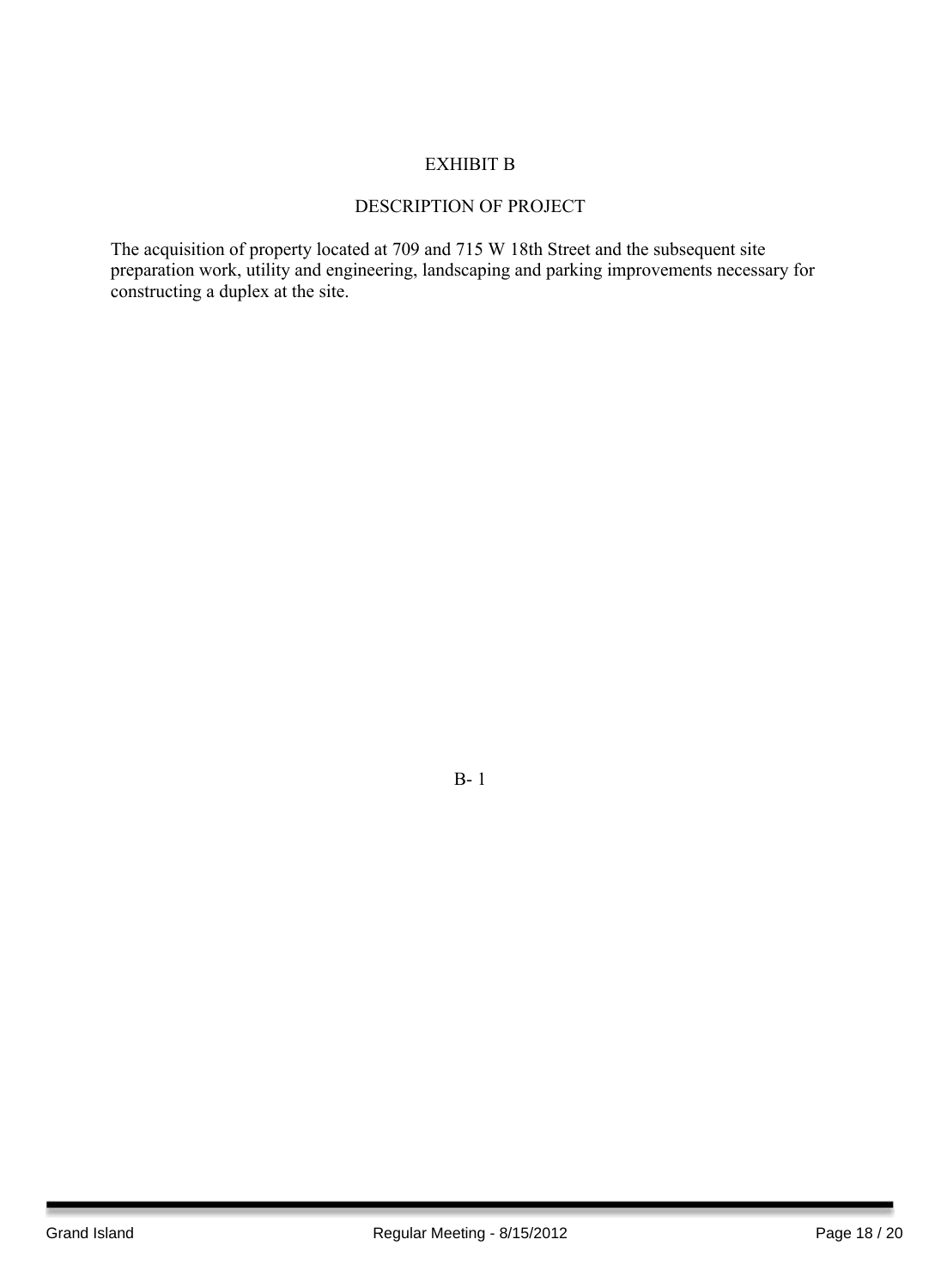# EXHIBIT B

## DESCRIPTION OF PROJECT

The acquisition of property located at 709 and 715 W 18th Street and the subsequent site preparation work, utility and engineering, landscaping and parking improvements necessary for constructing a duplex at the site.

B- 1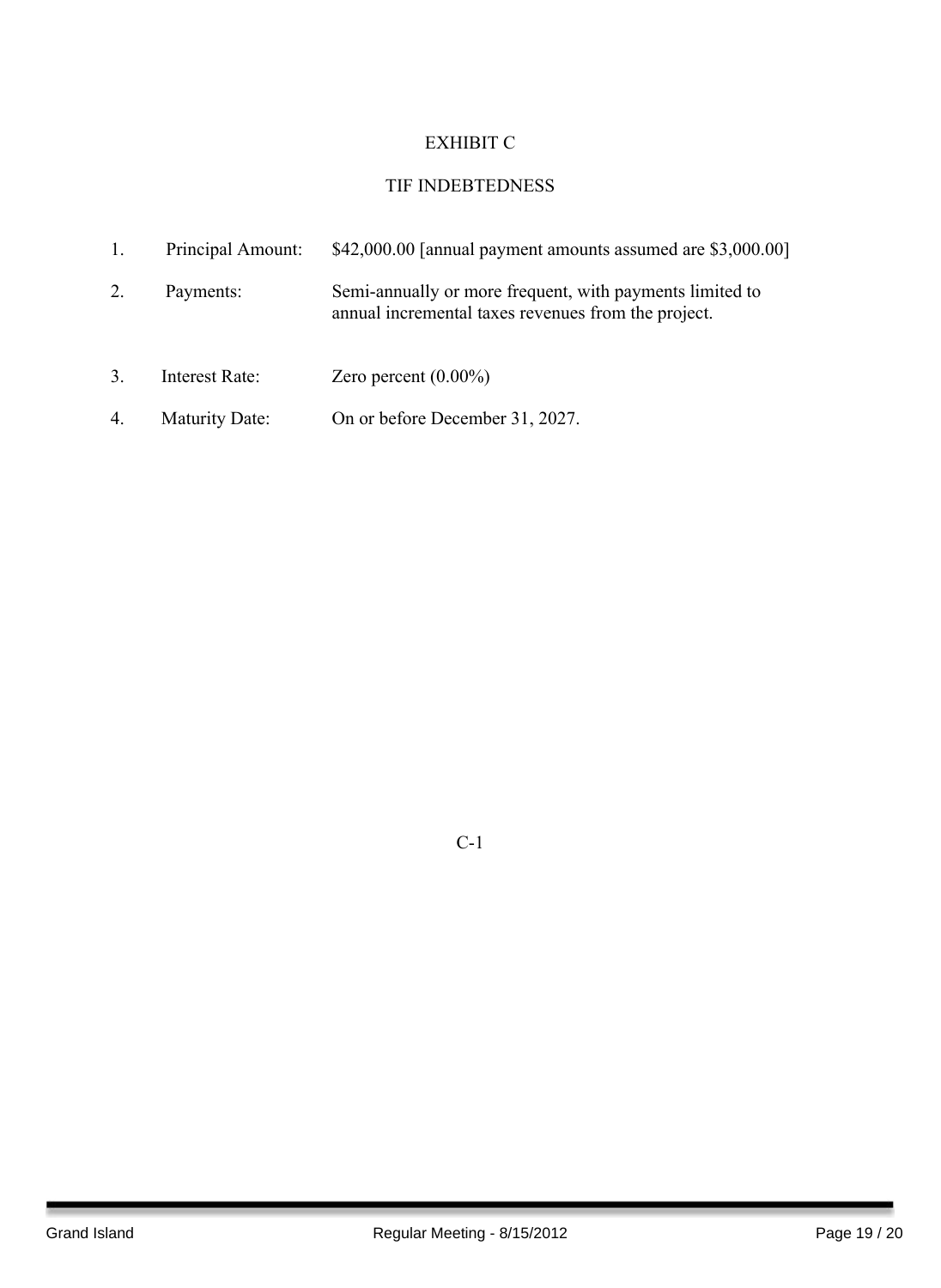# EXHIBIT C

## TIF INDEBTEDNESS

1. Principal Amount: $42,000.00 [annual payment amounts assumed are $3,000.00]

2. Payments: Semi-annually or more frequent, with payments limited to annual incremental taxes revenues from the project.

3. Interest Rate: Zero percent (0.00%)

4. Maturity Date: On or before December 31, 2027.

C-1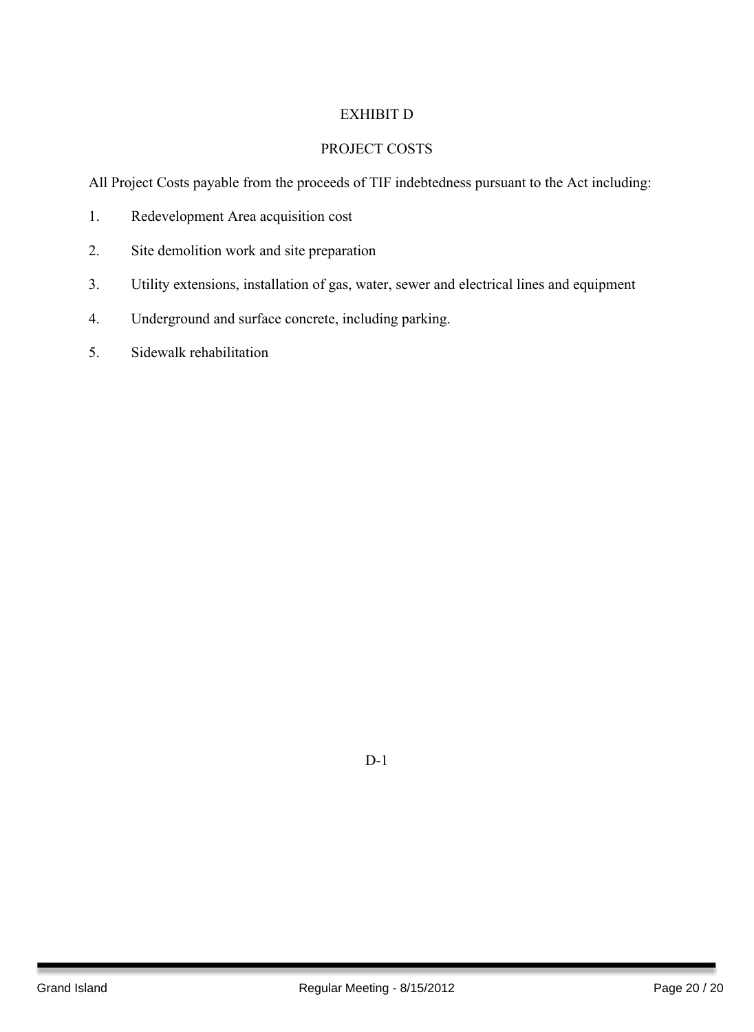# EXHIBIT D

## PROJECT COSTS

All Project Costs payable from the proceeds of TIF indebtedness pursuant to the Act including:

1. Redevelopment Area acquisition cost
2. Site demolition work and site preparation
3. Utility extensions, installation of gas, water, sewer and electrical lines and equipment
4. Underground and surface concrete, including parking.
5. Sidewalk rehabilitation

D-1